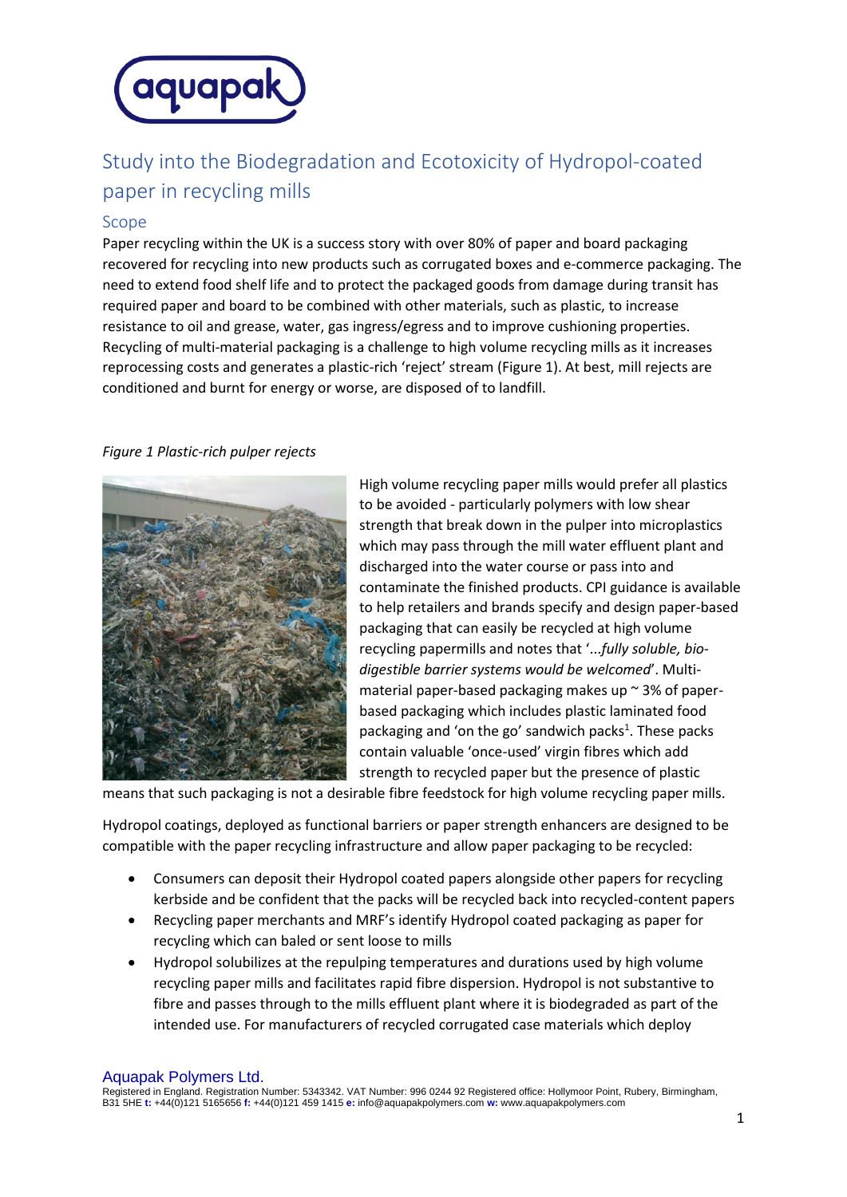# Study into the Biodegradation and Ecotoxicity of Hydropol-coated paper in recycling mills

## Scope

Paper recycling within the UK is a success story with over 80% of paper and board packaging recovered for recycling into new products such as corrugated boxes and e-commerce packaging. The need to extend food shelf life and to protect the packaged goods from damage during transit has required paper and board to be combined with other materials, such as plastic, to increase resistance to oil and grease, water, gas ingress/egress and to improve cushioning properties. Recycling of multi-material packaging is a challenge to high volume recycling mills as it increases reprocessing costs and generates a plastic-rich 'reject' stream (Figure 1). At best, mill rejects are conditioned and burnt for energy or worse, are disposed of to landfill.

*Figure 1 Plastic-rich pulper rejects*

High volume recycling paper mills would prefer all plastics to be avoided - particularly polymers with low shear strength that break down in the pulper into microplastics which may pass through the mill water effluent plant and discharged into the water course or pass into and contaminate the finished products. CPI guidance is available to help retailers and brands specify and design paper-based packaging that can easily be recycled at high volume recycling papermills and notes that '...*fully soluble, bio-digestible barrier systems would be welcomed*'. Multi-material paper-based packaging makes up ~ 3% of paper-based packaging which includes plastic laminated food packaging and 'on the go' sandwich packs[1]. These packs contain valuable 'once-used' virgin fibres which add strength to recycled paper but the presence of plastic means that such packaging is not a desirable fibre feedstock for high volume recycling paper mills.

Hydropol coatings, deployed as functional barriers or paper strength enhancers are designed to be compatible with the paper recycling infrastructure and allow paper packaging to be recycled:

- Consumers can deposit their Hydropol coated papers alongside other papers for recycling kerbside and be confident that the packs will be recycled back into recycled-content papers
- Recycling paper merchants and MRF's identify Hydropol coated packaging as paper for recycling which can baled or sent loose to mills
- Hydropol solubilizes at the repulping temperatures and durations used by high volume recycling paper mills and facilitates rapid fibre dispersion. Hydropol is not substantive to fibre and passes through to the mills effluent plant where it is biodegraded as part of the intended use. For manufacturers of recycled corrugated case materials which deploy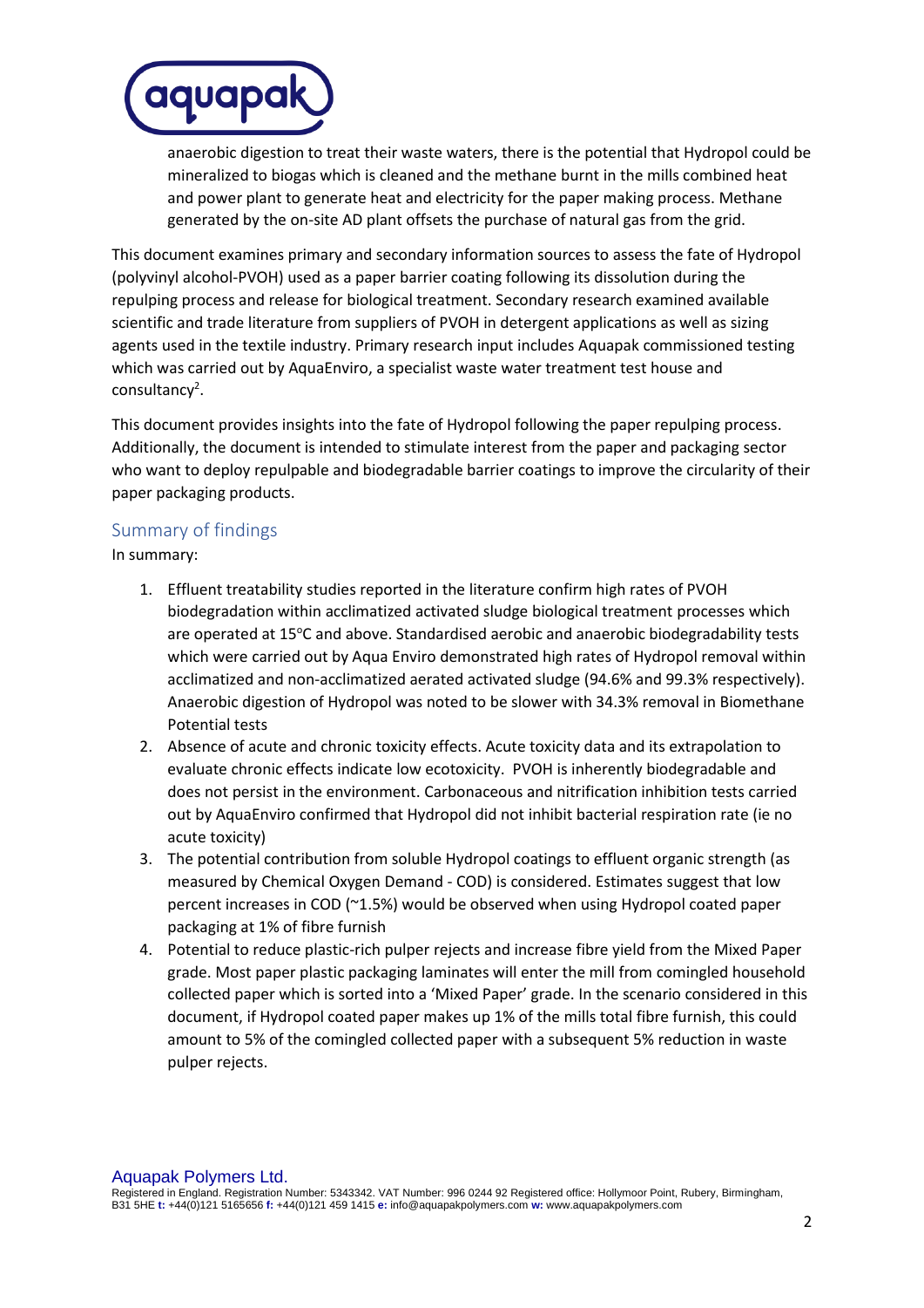anaerobic digestion to treat their waste waters, there is the potential that Hydropol could be mineralized to biogas which is cleaned and the methane burnt in the mills combined heat and power plant to generate heat and electricity for the paper making process. Methane generated by the on-site AD plant offsets the purchase of natural gas from the grid.

This document examines primary and secondary information sources to assess the fate of Hydropol (polyvinyl alcohol-PVOH) used as a paper barrier coating following its dissolution during the repulping process and release for biological treatment. Secondary research examined available scientific and trade literature from suppliers of PVOH in detergent applications as well as sizing agents used in the textile industry. Primary research input includes Aquapak commissioned testing which was carried out by AquaEnviro, a specialist waste water treatment test house and consultancy[2].

This document provides insights into the fate of Hydropol following the paper repulping process. Additionally, the document is intended to stimulate interest from the paper and packaging sector who want to deploy repulpable and biodegradable barrier coatings to improve the circularity of their paper packaging products.

## Summary of findings

In summary:

1. Effluent treatability studies reported in the literature confirm high rates of PVOH biodegradation within acclimatized activated sludge biological treatment processes which are operated at 15°C and above. Standardised aerobic and anaerobic biodegradability tests which were carried out by Aqua Enviro demonstrated high rates of Hydropol removal within acclimatized and non-acclimatized aerated activated sludge (94.6% and 99.3% respectively). Anaerobic digestion of Hydropol was noted to be slower with 34.3% removal in Biomethane Potential tests
2. Absence of acute and chronic toxicity effects. Acute toxicity data and its extrapolation to evaluate chronic effects indicate low ecotoxicity. PVOH is inherently biodegradable and does not persist in the environment. Carbonaceous and nitrification inhibition tests carried out by AquaEnviro confirmed that Hydropol did not inhibit bacterial respiration rate (ie no acute toxicity)
3. The potential contribution from soluble Hydropol coatings to effluent organic strength (as measured by Chemical Oxygen Demand - COD) is considered. Estimates suggest that low percent increases in COD (~1.5%) would be observed when using Hydropol coated paper packaging at 1% of fibre furnish
4. Potential to reduce plastic-rich pulper rejects and increase fibre yield from the Mixed Paper grade. Most paper plastic packaging laminates will enter the mill from comingled household collected paper which is sorted into a 'Mixed Paper' grade. In the scenario considered in this document, if Hydropol coated paper makes up 1% of the mills total fibre furnish, this could amount to 5% of the comingled collected paper with a subsequent 5% reduction in waste pulper rejects.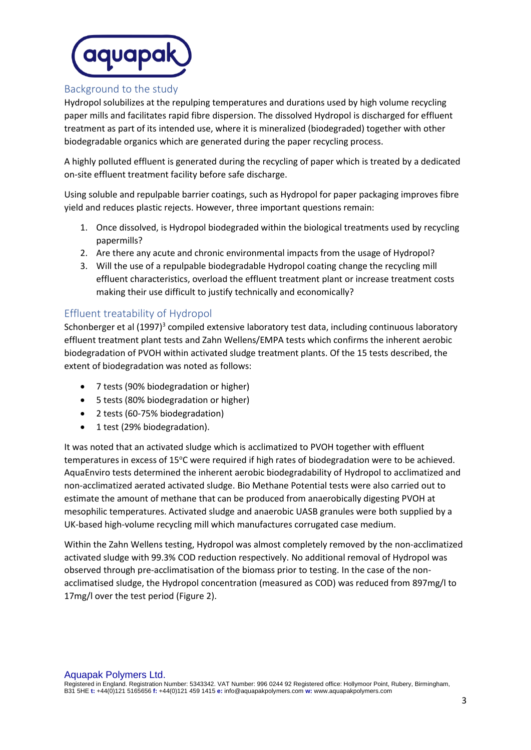## Background to the study

Hydropol solubilizes at the repulping temperatures and durations used by high volume recycling paper mills and facilitates rapid fibre dispersion. The dissolved Hydropol is discharged for effluent treatment as part of its intended use, where it is mineralized (biodegraded) together with other biodegradable organics which are generated during the paper recycling process.

A highly polluted effluent is generated during the recycling of paper which is treated by a dedicated on-site effluent treatment facility before safe discharge.

Using soluble and repulpable barrier coatings, such as Hydropol for paper packaging improves fibre yield and reduces plastic rejects. However, three important questions remain:

1. Once dissolved, is Hydropol biodegraded within the biological treatments used by recycling papermills?
2. Are there any acute and chronic environmental impacts from the usage of Hydropol?
3. Will the use of a repulpable biodegradable Hydropol coating change the recycling mill effluent characteristics, overload the effluent treatment plant or increase treatment costs making their use difficult to justify technically and economically?

## Effluent treatability of Hydropol

Schonberger et al (1997)[3] compiled extensive laboratory test data, including continuous laboratory effluent treatment plant tests and Zahn Wellens/EMPA tests which confirms the inherent aerobic biodegradation of PVOH within activated sludge treatment plants. Of the 15 tests described, the extent of biodegradation was noted as follows:

- 7 tests (90% biodegradation or higher)
- 5 tests (80% biodegradation or higher)
- 2 tests (60-75% biodegradation)
- 1 test (29% biodegradation).

It was noted that an activated sludge which is acclimatized to PVOH together with effluent temperatures in excess of 15°C were required if high rates of biodegradation were to be achieved. AquaEnviro tests determined the inherent aerobic biodegradability of Hydropol to acclimatized and non-acclimatized aerated activated sludge. Bio Methane Potential tests were also carried out to estimate the amount of methane that can be produced from anaerobically digesting PVOH at mesophilic temperatures. Activated sludge and anaerobic UASB granules were both supplied by a UK-based high-volume recycling mill which manufactures corrugated case medium.

Within the Zahn Wellens testing, Hydropol was almost completely removed by the non-acclimatized activated sludge with 99.3% COD reduction respectively. No additional removal of Hydropol was observed through pre-acclimatisation of the biomass prior to testing. In the case of the non-acclimatised sludge, the Hydropol concentration (measured as COD) was reduced from 897mg/l to 17mg/l over the test period (Figure 2).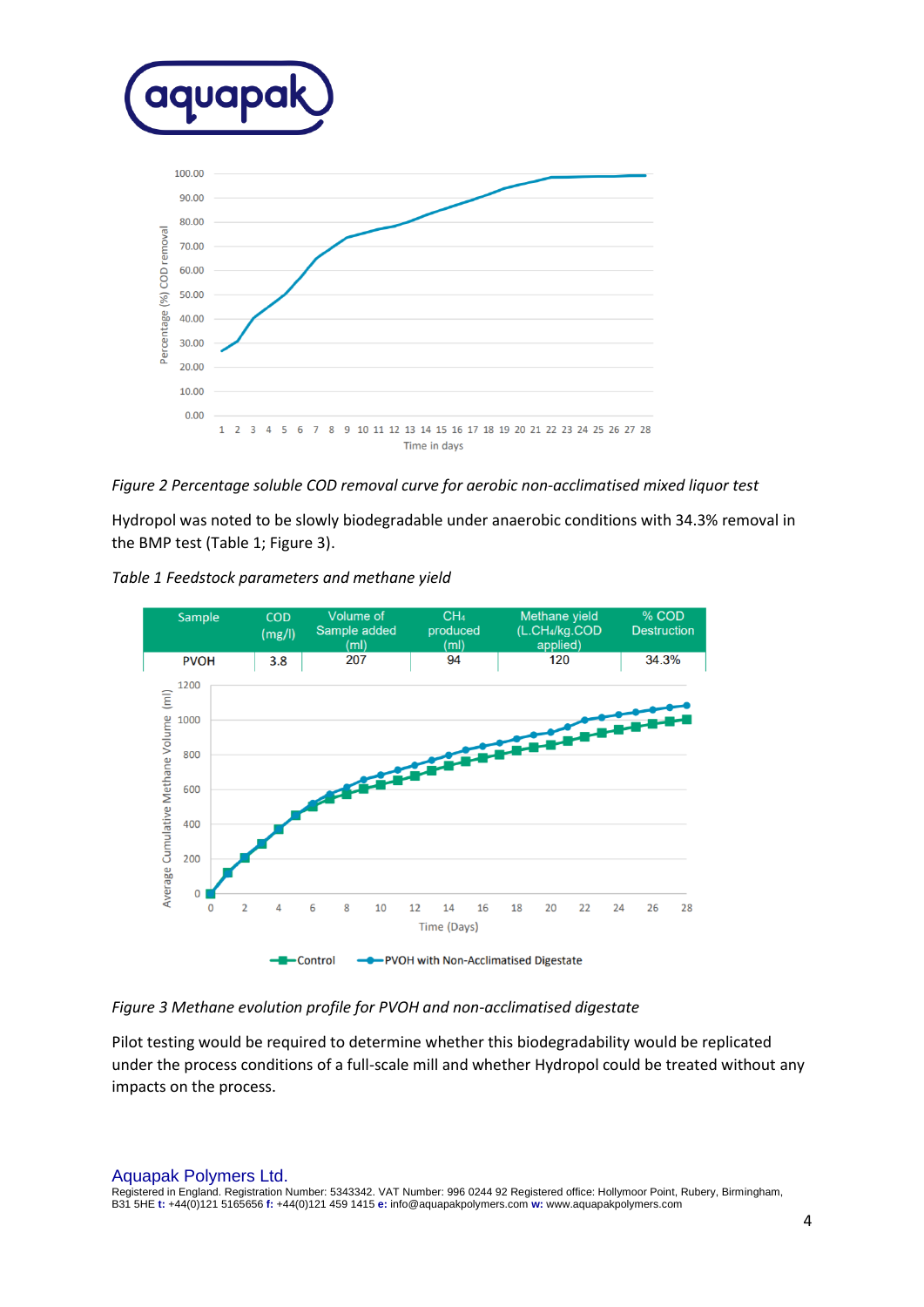*Figure 2 Percentage soluble COD removal curve for aerobic non-acclimatised mixed liquor test*

Hydropol was noted to be slowly biodegradable under anaerobic conditions with 34.3% removal in the BMP test (Table 1; Figure 3).

*Table 1 Feedstock parameters and methane yield*

| Sample | COD (mg/l) | Volume of Sample added (ml) | $CH_4$ produced (ml) | Methane yield ($L.CH_4/kg.COD$ applied) | % COD Destruction |
|---|---|---|---|---|---|
| PVOH | 3.8 | 207 | 94 | 120 | 34.3% |

*Figure 3 Methane evolution profile for PVOH and non-acclimatised digestate*

Pilot testing would be required to determine whether this biodegradability would be replicated under the process conditions of a full-scale mill and whether Hydropol could be treated without any impacts on the process.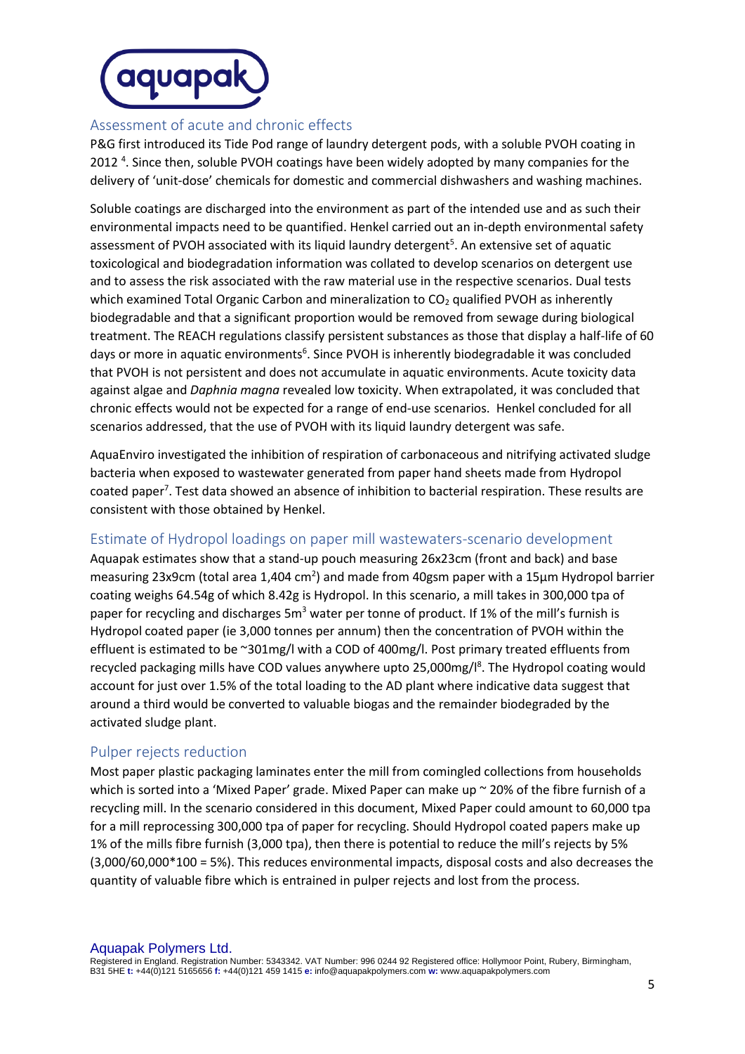## Assessment of acute and chronic effects

P&G first introduced its Tide Pod range of laundry detergent pods, with a soluble PVOH coating in 2012 [4]. Since then, soluble PVOH coatings have been widely adopted by many companies for the delivery of 'unit-dose' chemicals for domestic and commercial dishwashers and washing machines.

Soluble coatings are discharged into the environment as part of the intended use and as such their environmental impacts need to be quantified. Henkel carried out an in-depth environmental safety assessment of PVOH associated with its liquid laundry detergent[5]. An extensive set of aquatic toxicological and biodegradation information was collated to develop scenarios on detergent use and to assess the risk associated with the raw material use in the respective scenarios. Dual tests which examined Total Organic Carbon and mineralization to $CO_2$ qualified PVOH as inherently biodegradable and that a significant proportion would be removed from sewage during biological treatment. The REACH regulations classify persistent substances as those that display a half-life of 60 days or more in aquatic environments[6]. Since PVOH is inherently biodegradable it was concluded that PVOH is not persistent and does not accumulate in aquatic environments. Acute toxicity data against algae and *Daphnia magna* revealed low toxicity. When extrapolated, it was concluded that chronic effects would not be expected for a range of end-use scenarios. Henkel concluded for all scenarios addressed, that the use of PVOH with its liquid laundry detergent was safe.

AquaEnviro investigated the inhibition of respiration of carbonaceous and nitrifying activated sludge bacteria when exposed to wastewater generated from paper hand sheets made from Hydropol coated paper[7]. Test data showed an absence of inhibition to bacterial respiration. These results are consistent with those obtained by Henkel.

## Estimate of Hydropol loadings on paper mill wastewaters-scenario development

Aquapak estimates show that a stand-up pouch measuring 26x23cm (front and back) and base measuring 23x9cm (total area 1,404 $cm^2$) and made from 40gsm paper with a 15µm Hydropol barrier coating weighs 64.54g of which 8.42g is Hydropol. In this scenario, a mill takes in 300,000 tpa of paper for recycling and discharges 5$m^3$ water per tonne of product. If 1% of the mill's furnish is Hydropol coated paper (ie 3,000 tonnes per annum) then the concentration of PVOH within the effluent is estimated to be ~301mg/l with a COD of 400mg/l. Post primary treated effluents from recycled packaging mills have COD values anywhere upto 25,000mg/l[8]. The Hydropol coating would account for just over 1.5% of the total loading to the AD plant where indicative data suggest that around a third would be converted to valuable biogas and the remainder biodegraded by the activated sludge plant.

## Pulper rejects reduction

Most paper plastic packaging laminates enter the mill from comingled collections from households which is sorted into a 'Mixed Paper' grade. Mixed Paper can make up ~ 20% of the fibre furnish of a recycling mill. In the scenario considered in this document, Mixed Paper could amount to 60,000 tpa for a mill reprocessing 300,000 tpa of paper for recycling. Should Hydropol coated papers make up 1% of the mills fibre furnish (3,000 tpa), then there is potential to reduce the mill's rejects by 5% (3,000/60,000*100 = 5%). This reduces environmental impacts, disposal costs and also decreases the quantity of valuable fibre which is entrained in pulper rejects and lost from the process.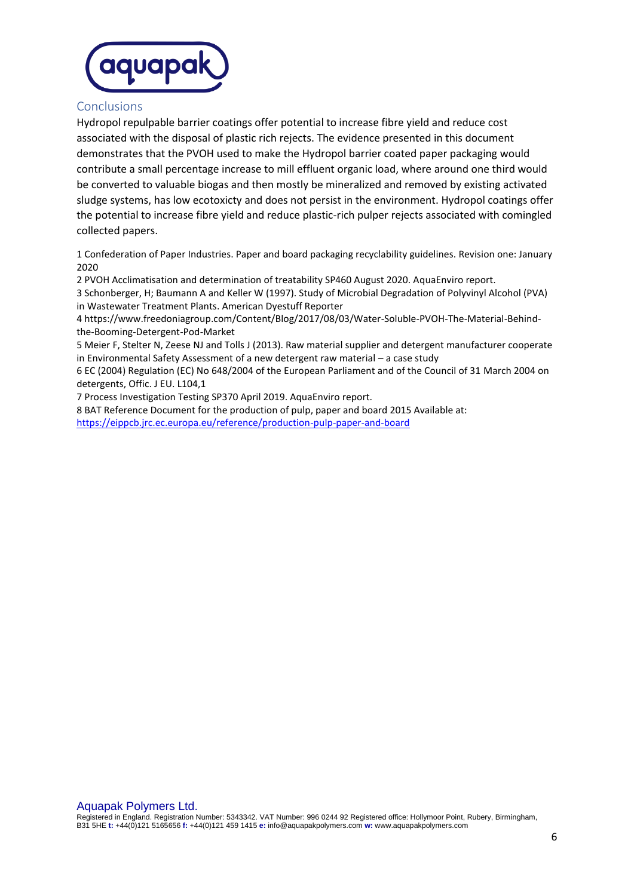## Conclusions

Hydropol repulpable barrier coatings offer potential to increase fibre yield and reduce cost associated with the disposal of plastic rich rejects. The evidence presented in this document demonstrates that the PVOH used to make the Hydropol barrier coated paper packaging would contribute a small percentage increase to mill effluent organic load, where around one third would be converted to valuable biogas and then mostly be mineralized and removed by existing activated sludge systems, has low ecotoxicty and does not persist in the environment. Hydropol coatings offer the potential to increase fibre yield and reduce plastic-rich pulper rejects associated with comingled collected papers.

1 Confederation of Paper Industries. Paper and board packaging recyclability guidelines. Revision one: January 2020

2 PVOH Acclimatisation and determination of treatability SP460 August 2020. AquaEnviro report.

3 Schonberger, H; Baumann A and Keller W (1997). Study of Microbial Degradation of Polyvinyl Alcohol (PVA) in Wastewater Treatment Plants. American Dyestuff Reporter

4 https://www.freedoniagroup.com/Content/Blog/2017/08/03/Water-Soluble-PVOH-The-Material-Behind-the-Booming-Detergent-Pod-Market

5 Meier F, Stelter N, Zeese NJ and Tolls J (2013). Raw material supplier and detergent manufacturer cooperate in Environmental Safety Assessment of a new detergent raw material – a case study

6 EC (2004) Regulation (EC) No 648/2004 of the European Parliament and of the Council of 31 March 2004 on detergents, Offic. J EU. L104,1

7 Process Investigation Testing SP370 April 2019. AquaEnviro report.

8 BAT Reference Document for the production of pulp, paper and board 2015 Available at: https://eippcb.jrc.ec.europa.eu/reference/production-pulp-paper-and-board